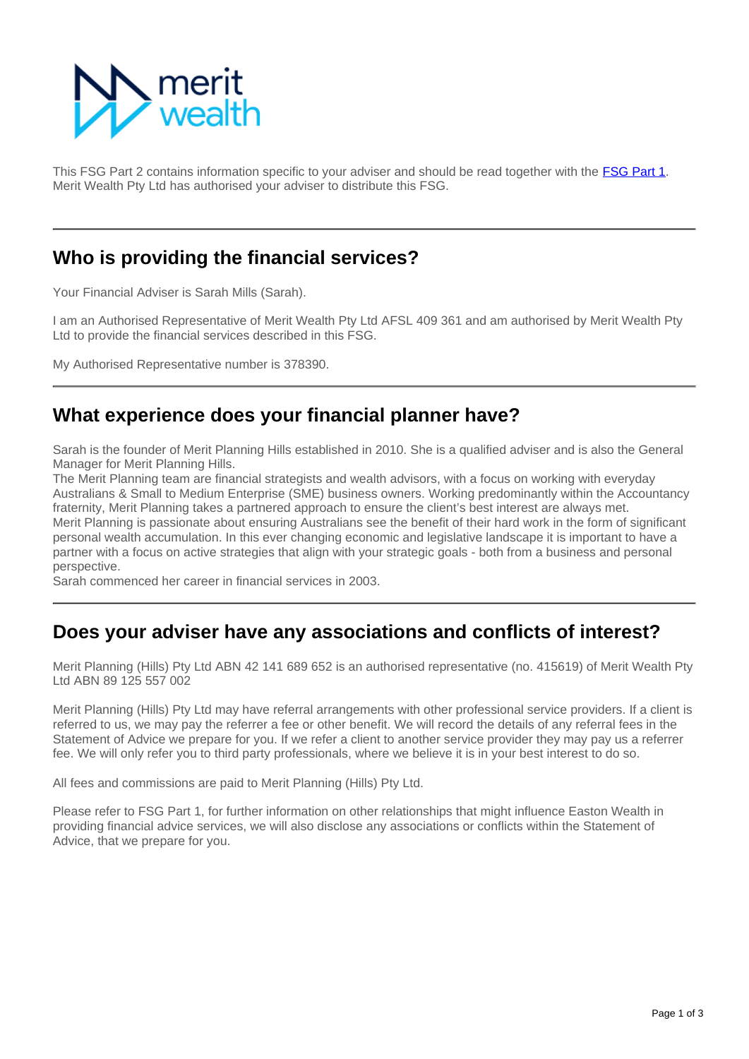This FSG Part 2 contains information specific to your adviser and should be read together with the FSG Part 1. Merit Wealth Pty Ltd has authorised your adviser to distribute this FSG.

## Who is providing the financial services?

Your Financial Adviser is Sarah Mills (Sarah).

I am an Authorised Representative of Merit Wealth Pty Ltd AFSL 409 361 and am authorised by Merit Wealth Pty Ltd to provide the financial services described in this FSG.

My Authorised Representative number is 378390.

## What experience does your financial planner have?

Sarah is the founder of Merit Planning Hills established in 2010. She is a qualified adviser and is also the General Manager for Merit Planning Hills.
The Merit Planning team are financial strategists and wealth advisors, with a focus on working with everyday Australians & Small to Medium Enterprise (SME) business owners. Working predominantly within the Accountancy fraternity, Merit Planning takes a partnered approach to ensure the client's best interest are always met.
Merit Planning is passionate about ensuring Australians see the benefit of their hard work in the form of significant personal wealth accumulation. In this ever changing economic and legislative landscape it is important to have a partner with a focus on active strategies that align with your strategic goals - both from a business and personal perspective.
Sarah commenced her career in financial services in 2003.

## Does your adviser have any associations and conflicts of interest?

Merit Planning (Hills) Pty Ltd ABN 42 141 689 652 is an authorised representative (no. 415619) of Merit Wealth Pty Ltd ABN 89 125 557 002

Merit Planning (Hills) Pty Ltd may have referral arrangements with other professional service providers. If a client is referred to us, we may pay the referrer a fee or other benefit. We will record the details of any referral fees in the Statement of Advice we prepare for you. If we refer a client to another service provider they may pay us a referrer fee. We will only refer you to third party professionals, where we believe it is in your best interest to do so.

All fees and commissions are paid to Merit Planning (Hills) Pty Ltd.

Please refer to FSG Part 1, for further information on other relationships that might influence Easton Wealth in providing financial advice services, we will also disclose any associations or conflicts within the Statement of Advice, that we prepare for you.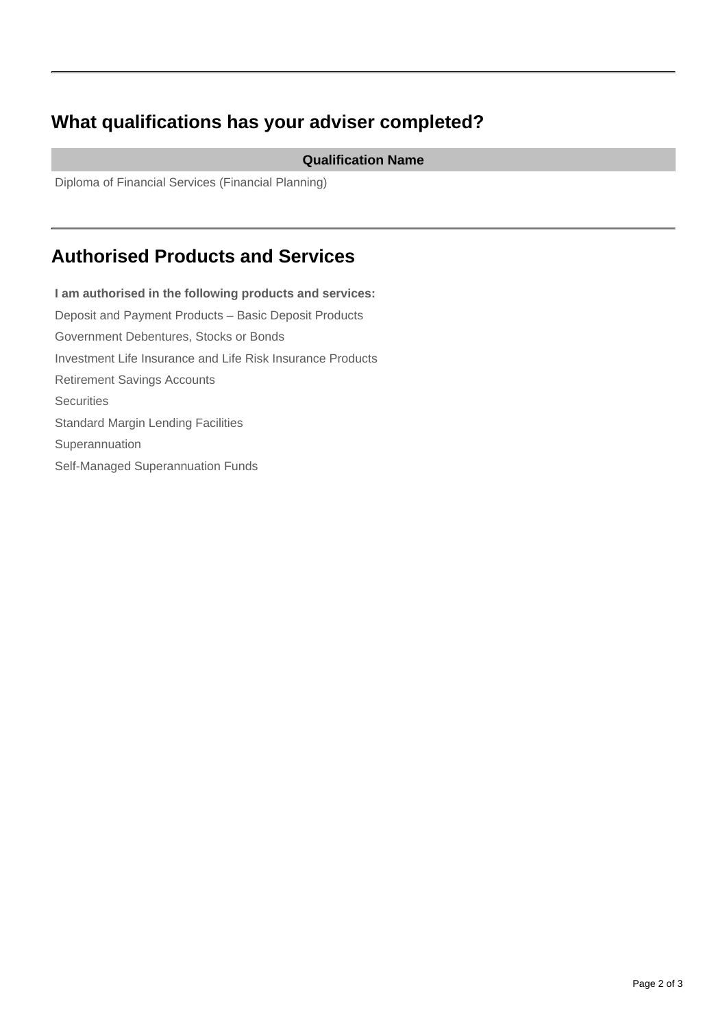## What qualifications has your adviser completed?

| Qualification Name |
| --- |
| Diploma of Financial Services (Financial Planning) |

## Authorised Products and Services

**I am authorised in the following products and services:**

Deposit and Payment Products – Basic Deposit Products

Government Debentures, Stocks or Bonds

Investment Life Insurance and Life Risk Insurance Products

Retirement Savings Accounts

Securities

Standard Margin Lending Facilities

Superannuation

Self-Managed Superannuation Funds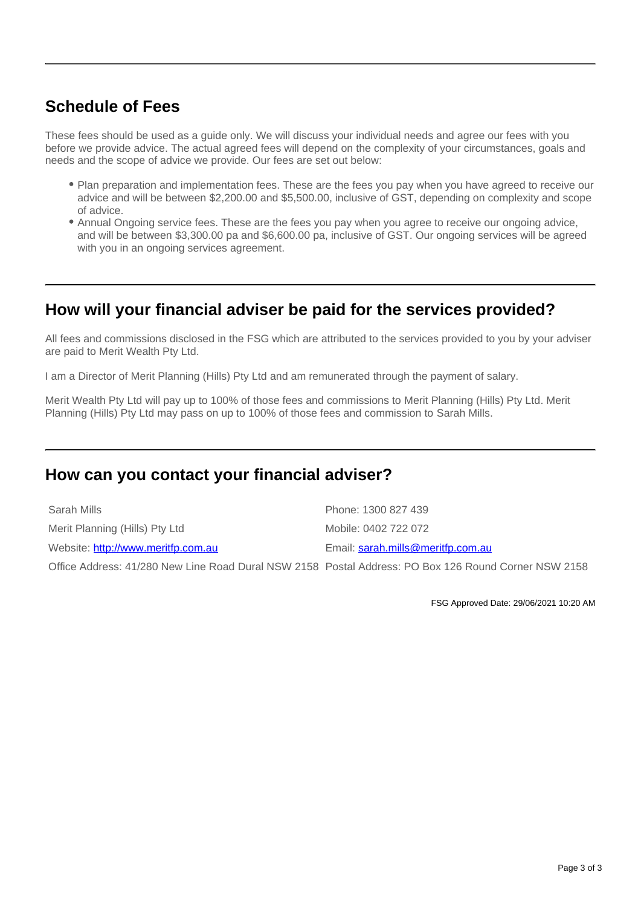## Schedule of Fees

These fees should be used as a guide only. We will discuss your individual needs and agree our fees with you before we provide advice. The actual agreed fees will depend on the complexity of your circumstances, goals and needs and the scope of advice we provide. Our fees are set out below:

- Plan preparation and implementation fees. These are the fees you pay when you have agreed to receive our advice and will be between $2,200.00 and $5,500.00, inclusive of GST, depending on complexity and scope of advice.
- Annual Ongoing service fees. These are the fees you pay when you agree to receive our ongoing advice, and will be between $3,300.00 pa and $6,600.00 pa, inclusive of GST. Our ongoing services will be agreed with you in an ongoing services agreement.

## How will your financial adviser be paid for the services provided?

All fees and commissions disclosed in the FSG which are attributed to the services provided to you by your adviser are paid to Merit Wealth Pty Ltd.

I am a Director of Merit Planning (Hills) Pty Ltd and am remunerated through the payment of salary.

Merit Wealth Pty Ltd will pay up to 100% of those fees and commissions to Merit Planning (Hills) Pty Ltd. Merit Planning (Hills) Pty Ltd may pass on up to 100% of those fees and commission to Sarah Mills.

## How can you contact your financial adviser?

| | |
|---|---|
| Sarah Mills | Phone: 1300 827 439 |
| Merit Planning (Hills) Pty Ltd | Mobile: 0402 722 072 |
| Website: http://www.meritfp.com.au | Email: sarah.mills@meritfp.com.au |
| Office Address: 41/280 New Line Road Dural NSW 2158 | Postal Address: PO Box 126 Round Corner NSW 2158 |

FSG Approved Date: 29/06/2021 10:20 AM